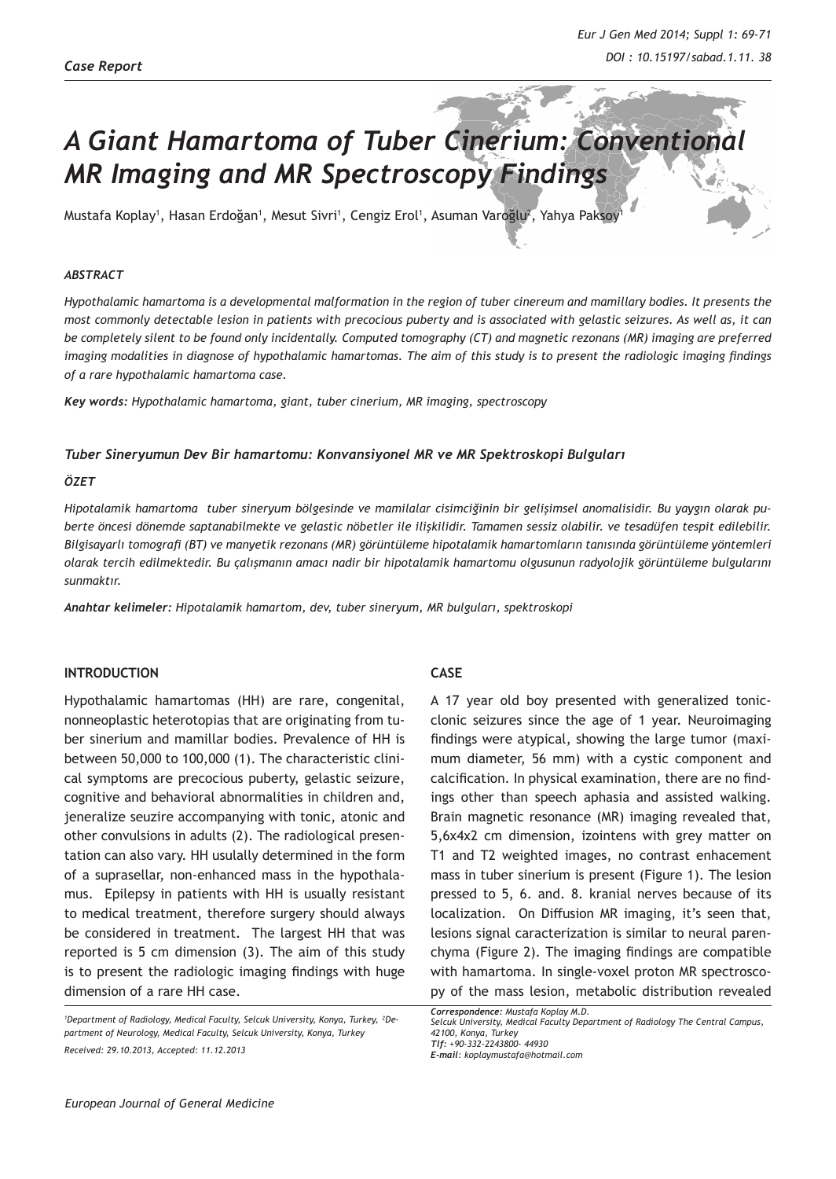*Case Report*

# *A Giant Hamartoma of Tuber Cinerium: Conventional MR Imaging and MR Spectroscopy Findings*

Mustafa Koplay[1], Hasan Erdoğan[1], Mesut Sivri[1], Cengiz Erol[1], Asuman Varoğlu[2], Yahya Paksoy[1]

### *ABSTRACT*

*Hypothalamic hamartoma is a developmental malformation in the region of tuber cinereum and mamillary bodies. It presents the most commonly detectable lesion in patients with precocious puberty and is associated with gelastic seizures. As well as, it can be completely silent to be found only incidentally. Computed tomography (CT) and magnetic rezonans (MR) imaging are preferred imaging modalities in diagnose of hypothalamic hamartomas. The aim of this study is to present the radiologic imaging findings of a rare hypothalamic hamartoma case.*

***Key words:*** *Hypothalamic hamartoma, giant, tuber cinerium, MR imaging, spectroscopy*

### *Tuber Sineryumun Dev Bir hamartomu: Konvansiyonel MR ve MR Spektroskopi Bulguları*

### *ÖZET*

*Hipotalamik hamartoma tuber sineryum bölgesinde ve mamilalar cisimciğinin bir gelişimsel anomalisidir. Bu yaygın olarak puberte öncesi dönemde saptanabilmekte ve gelastic nöbetler ile ilişkilidir. Tamamen sessiz olabilir. ve tesadüfen tespit edilebilir. Bilgisayarlı tomografi (BT) ve manyetik rezonans (MR) görüntüleme hipotalamik hamartomların tanısında görüntüleme yöntemleri olarak tercih edilmektedir. Bu çalışmanın amacı nadir bir hipotalamik hamartomu olgusunun radyolojik görüntüleme bulgularını sunmaktır.*

***Anahtar kelimeler:*** *Hipotalamik hamartom, dev, tuber sineryum, MR bulguları, spektroskopi*

## INTRODUCTION

Hypothalamic hamartomas (HH) are rare, congenital, nonneoplastic heterotopias that are originating from tuber sinerium and mamillar bodies. Prevalence of HH is between 50,000 to 100,000 (1). The characteristic clinical symptoms are precocious puberty, gelastic seizure, cognitive and behavioral abnormalities in children and, jeneralize seuzire accompanying with tonic, atonic and other convulsions in adults (2). The radiological presentation can also vary. HH usulally determined in the form of a suprasellar, non-enhanced mass in the hypothalamus. Epilepsy in patients with HH is usually resistant to medical treatment, therefore surgery should always be considered in treatment. The largest HH that was reported is 5 cm dimension (3). The aim of this study is to present the radiologic imaging findings with huge dimension of a rare HH case.

## CASE

A 17 year old boy presented with generalized tonic-clonic seizures since the age of 1 year. Neuroimaging findings were atypical, showing the large tumor (maximum diameter, 56 mm) with a cystic component and calcification. In physical examination, there are no findings other than speech aphasia and assisted walking. Brain magnetic resonance (MR) imaging revealed that, 5,6x4x2 cm dimension, izointens with grey matter on T1 and T2 weighted images, no contrast enhacement mass in tuber sinerium is present (Figure 1). The lesion pressed to 5, 6. and. 8. kranial nerves because of its localization. On Diffusion MR imaging, it's seen that, lesions signal caracterization is similar to neural parenchyma (Figure 2). The imaging findings are compatible with hamartoma. In single-voxel proton MR spectroscopy of the mass lesion, metabolic distribution revealed

*[1]Department of Radiology, Medical Faculty, Selcuk University, Konya, Turkey, [2]Department of Neurology, Medical Faculty, Selcuk University, Konya, Turkey*

*Received: 29.10.2013, Accepted: 11.12.2013*

***Correspondence:*** *Mustafa Koplay M.D.*
*Selcuk University, Medical Faculty Department of Radiology The Central Campus, 42100, Konya, Turkey*
***Tlf:*** *+90-332-2243800- 44930*
***E-mail:*** *koplaymustafa@hotmail.com*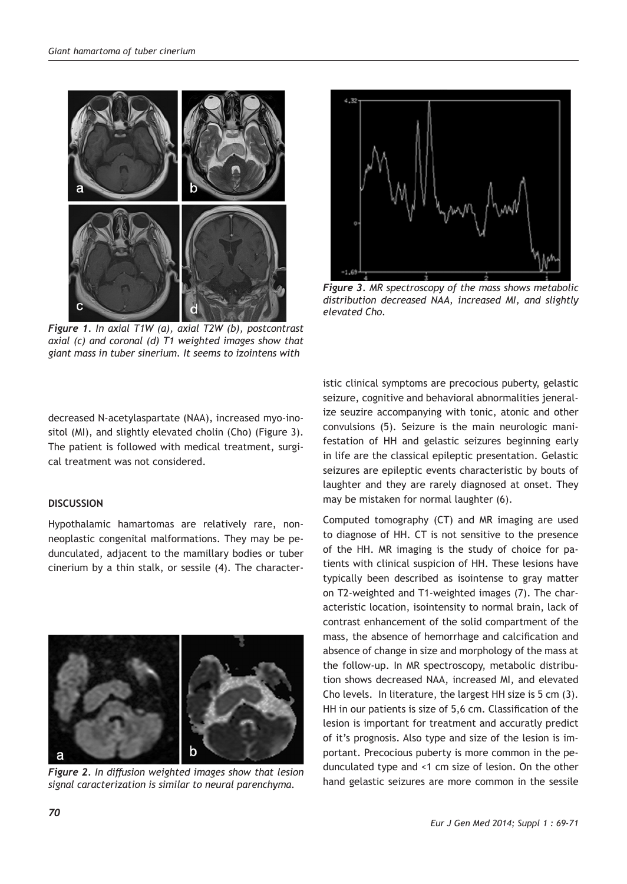*Figure 1. In axial T1W (a), axial T2W (b), postcontrast axial (c) and coronal (d) T1 weighted images show that giant mass in tuber sinerium. It seems to izointens with*

decreased N-acetylaspartate (NAA), increased myo-inositol (MI), and slightly elevated cholin (Cho) (Figure 3). The patient is followed with medical treatment, surgical treatment was not considered.

*Figure 3. MR spectroscopy of the mass shows metabolic distribution decreased NAA, increased MI, and slightly elevated Cho.*

**DISCUSSION**

Hypothalamic hamartomas are relatively rare, non-neoplastic congenital malformations. They may be pedunculated, adjacent to the mamillary bodies or tuber cinerium by a thin stalk, or sessile (4). The characteristic clinical symptoms are precocious puberty, gelastic seizure, cognitive and behavioral abnormalities jeneralize seuzire accompanying with tonic, atonic and other convulsions (5). Seizure is the main neurologic manifestation of HH and gelastic seizures beginning early in life are the classical epileptic presentation. Gelastic seizures are epileptic events characteristic by bouts of laughter and they are rarely diagnosed at onset. They may be mistaken for normal laughter (6).

Computed tomography (CT) and MR imaging are used to diagnose of HH. CT is not sensitive to the presence of the HH. MR imaging is the study of choice for patients with clinical suspicion of HH. These lesions have typically been described as isointense to gray matter on T2-weighted and T1-weighted images (7). The characteristic location, isointensity to normal brain, lack of contrast enhancement of the solid compartment of the mass, the absence of hemorrhage and calcification and absence of change in size and morphology of the mass at the follow-up. In MR spectroscopy, metabolic distribution shows decreased NAA, increased MI, and elevated Cho levels. In literature, the largest HH size is 5 cm (3). HH in our patients is size of 5,6 cm. Classification of the lesion is important for treatment and accuratly predict of it's prognosis. Also type and size of the lesion is important. Precocious puberty is more common in the pedunculated type and <1 cm size of lesion. On the other hand gelastic seizures are more common in the sessile

*Figure 2. In diffusion weighted images show that lesion signal caracterization is similar to neural parenchyma.*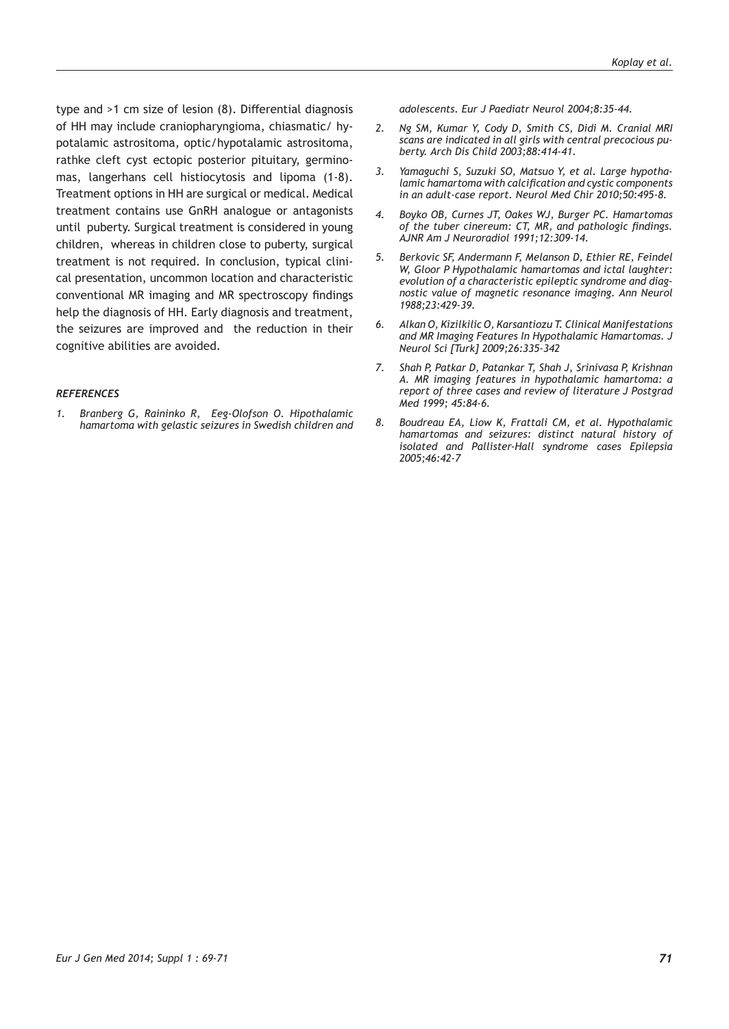type and >1 cm size of lesion (8). Differential diagnosis of HH may include craniopharyngioma, chiasmatic/ hypotalamic astrositoma, optic/hypotalamic astrositoma, rathke cleft cyst ectopic posterior pituitary, germinomas, langerhans cell histiocytosis and lipoma (1-8). Treatment options in HH are surgical or medical. Medical treatment contains use GnRH analogue or antagonists until puberty. Surgical treatment is considered in young children, whereas in children close to puberty, surgical treatment is not required. In conclusion, typical clinical presentation, uncommon location and characteristic conventional MR imaging and MR spectroscopy findings help the diagnosis of HH. Early diagnosis and treatment, the seizures are improved and the reduction in their cognitive abilities are avoided.

***REFERENCES***

1. *Branberg G, Raininko R, Eeg-Olofson O. Hipothalamic hamartoma with gelastic seizures in Swedish children and adolescents. Eur J Paediatr Neurol 2004;8:35-44.*
2. *Ng SM, Kumar Y, Cody D, Smith CS, Didi M. Cranial MRI scans are indicated in all girls with central precocious puberty. Arch Dis Child 2003;88:414-41.*
3. *Yamaguchi S, Suzuki SO, Matsuo Y, et al. Large hypothalamic hamartoma with calcification and cystic components in an adult-case report. Neurol Med Chir 2010;50:495-8.*
4. *Boyko OB, Curnes JT, Oakes WJ, Burger PC. Hamartomas of the tuber cinereum: CT, MR, and pathologic findings. AJNR Am J Neuroradiol 1991;12:309-14.*
5. *Berkovic SF, Andermann F, Melanson D, Ethier RE, Feindel W, Gloor P Hypothalamic hamartomas and ictal laughter: evolution of a characteristic epileptic syndrome and diagnostic value of magnetic resonance imaging. Ann Neurol 1988;23:429-39.*
6. *Alkan O, Kizilkilic O, Karsantiozu T. Clinical Manifestations and MR Imaging Features In Hypothalamic Hamartomas. J Neurol Sci [Turk] 2009;26:335-342*
7. *Shah P, Patkar D, Patankar T, Shah J, Srinivasa P, Krishnan A. MR imaging features in hypothalamic hamartoma: a report of three cases and review of literature J Postgrad Med 1999; 45:84-6.*
8. *Boudreau EA, Liow K, Frattali CM, et al. Hypothalamic hamartomas and seizures: distinct natural history of isolated and Pallister-Hall syndrome cases Epilepsia 2005;46:42-7*